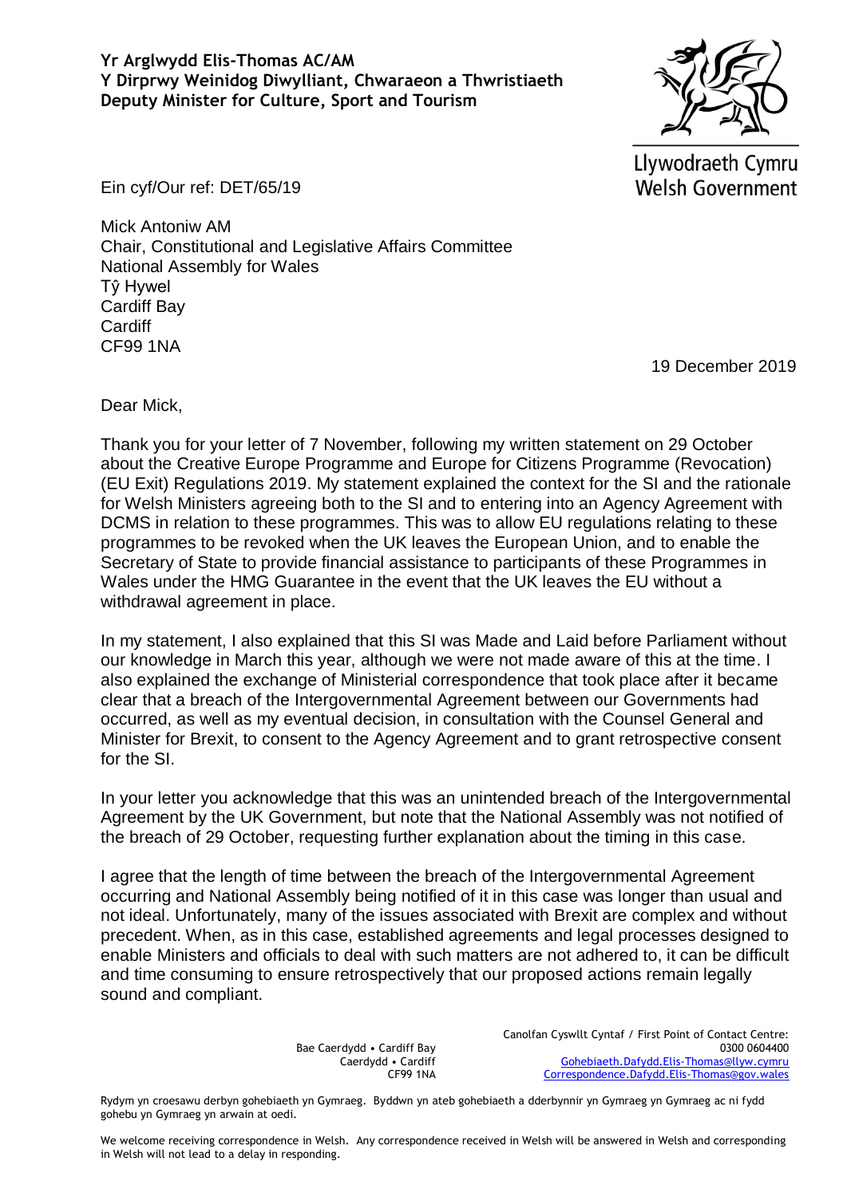**Yr Arglwydd Elis-Thomas AC/AM**
**Y Dirprwy Weinidog Diwylliant, Chwaraeon a Thwristiaeth**
**Deputy Minister for Culture, Sport and Tourism**

Llywodraeth Cymru
Welsh Government

Ein cyf/Our ref: DET/65/19

Mick Antoniw AM
Chair, Constitutional and Legislative Affairs Committee
National Assembly for Wales
Tŷ Hywel
Cardiff Bay
Cardiff
CF99 1NA

19 December 2019

Dear Mick,

Thank you for your letter of 7 November, following my written statement on 29 October about the Creative Europe Programme and Europe for Citizens Programme (Revocation) (EU Exit) Regulations 2019. My statement explained the context for the SI and the rationale for Welsh Ministers agreeing both to the SI and to entering into an Agency Agreement with DCMS in relation to these programmes. This was to allow EU regulations relating to these programmes to be revoked when the UK leaves the European Union, and to enable the Secretary of State to provide financial assistance to participants of these Programmes in Wales under the HMG Guarantee in the event that the UK leaves the EU without a withdrawal agreement in place.

In my statement, I also explained that this SI was Made and Laid before Parliament without our knowledge in March this year, although we were not made aware of this at the time. I also explained the exchange of Ministerial correspondence that took place after it became clear that a breach of the Intergovernmental Agreement between our Governments had occurred, as well as my eventual decision, in consultation with the Counsel General and Minister for Brexit, to consent to the Agency Agreement and to grant retrospective consent for the SI.

In your letter you acknowledge that this was an unintended breach of the Intergovernmental Agreement by the UK Government, but note that the National Assembly was not notified of the breach of 29 October, requesting further explanation about the timing in this case.

I agree that the length of time between the breach of the Intergovernmental Agreement occurring and National Assembly being notified of it in this case was longer than usual and not ideal. Unfortunately, many of the issues associated with Brexit are complex and without precedent. When, as in this case, established agreements and legal processes designed to enable Ministers and officials to deal with such matters are not adhered to, it can be difficult and time consuming to ensure retrospectively that our proposed actions remain legally sound and compliant.

Bae Caerdydd • Cardiff Bay
Caerdydd • Cardiff
CF99 1NA

Canolfan Cyswllt Cyntaf / First Point of Contact Centre:
0300 0604400
Gohebiaeth.Dafydd.Elis-Thomas@llyw.cymru
Correspondence.Dafydd.Elis-Thomas@gov.wales

Rydym yn croesawu derbyn gohebiaeth yn Gymraeg. Byddwn yn ateb gohebiaeth a dderbynnir yn Gymraeg yn Gymraeg ac ni fydd gohebu yn Gymraeg yn arwain at oedi.

We welcome receiving correspondence in Welsh. Any correspondence received in Welsh will be answered in Welsh and corresponding in Welsh will not lead to a delay in responding.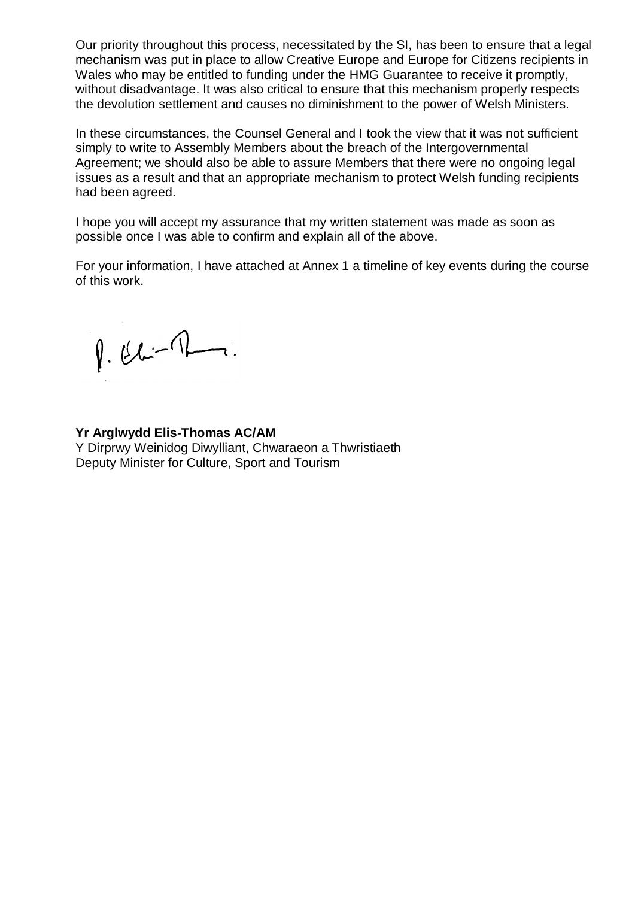Our priority throughout this process, necessitated by the SI, has been to ensure that a legal mechanism was put in place to allow Creative Europe and Europe for Citizens recipients in Wales who may be entitled to funding under the HMG Guarantee to receive it promptly, without disadvantage. It was also critical to ensure that this mechanism properly respects the devolution settlement and causes no diminishment to the power of Welsh Ministers.

In these circumstances, the Counsel General and I took the view that it was not sufficient simply to write to Assembly Members about the breach of the Intergovernmental Agreement; we should also be able to assure Members that there were no ongoing legal issues as a result and that an appropriate mechanism to protect Welsh funding recipients had been agreed.

I hope you will accept my assurance that my written statement was made as soon as possible once I was able to confirm and explain all of the above.

For your information, I have attached at Annex 1 a timeline of key events during the course of this work.

**Yr Arglwydd Elis-Thomas AC/AM**
Y Dirprwy Weinidog Diwylliant, Chwaraeon a Thwristiaeth
Deputy Minister for Culture, Sport and Tourism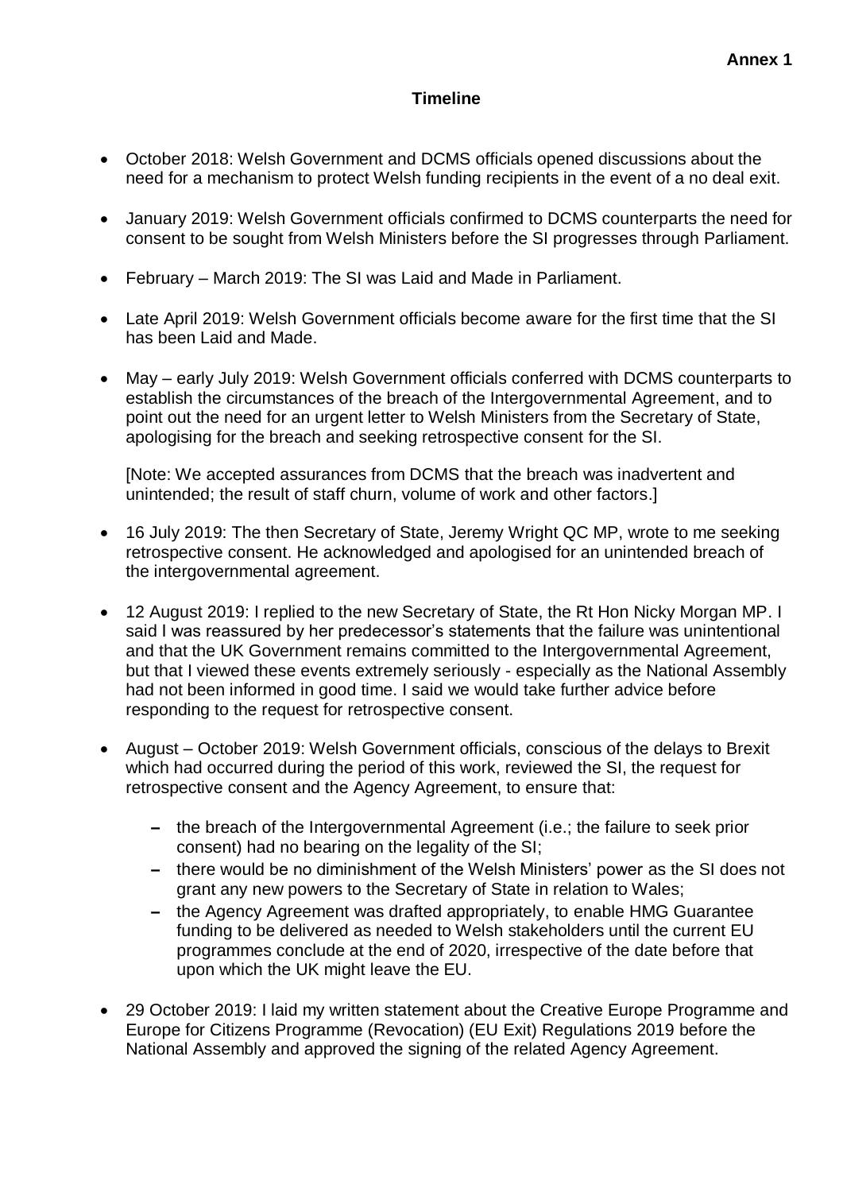**Annex 1**

## Timeline

- October 2018: Welsh Government and DCMS officials opened discussions about the need for a mechanism to protect Welsh funding recipients in the event of a no deal exit.
- January 2019: Welsh Government officials confirmed to DCMS counterparts the need for consent to be sought from Welsh Ministers before the SI progresses through Parliament.
- February – March 2019: The SI was Laid and Made in Parliament.
- Late April 2019: Welsh Government officials become aware for the first time that the SI has been Laid and Made.
- May – early July 2019: Welsh Government officials conferred with DCMS counterparts to establish the circumstances of the breach of the Intergovernmental Agreement, and to point out the need for an urgent letter to Welsh Ministers from the Secretary of State, apologising for the breach and seeking retrospective consent for the SI.

  [Note: We accepted assurances from DCMS that the breach was inadvertent and unintended; the result of staff churn, volume of work and other factors.]

- 16 July 2019: The then Secretary of State, Jeremy Wright QC MP, wrote to me seeking retrospective consent. He acknowledged and apologised for an unintended breach of the intergovernmental agreement.
- 12 August 2019: I replied to the new Secretary of State, the Rt Hon Nicky Morgan MP. I said I was reassured by her predecessor's statements that the failure was unintentional and that the UK Government remains committed to the Intergovernmental Agreement, but that I viewed these events extremely seriously - especially as the National Assembly had not been informed in good time. I said we would take further advice before responding to the request for retrospective consent.
- August – October 2019: Welsh Government officials, conscious of the delays to Brexit which had occurred during the period of this work, reviewed the SI, the request for retrospective consent and the Agency Agreement, to ensure that:
  - the breach of the Intergovernmental Agreement (i.e.; the failure to seek prior consent) had no bearing on the legality of the SI;
  - there would be no diminishment of the Welsh Ministers' power as the SI does not grant any new powers to the Secretary of State in relation to Wales;
  - the Agency Agreement was drafted appropriately, to enable HMG Guarantee funding to be delivered as needed to Welsh stakeholders until the current EU programmes conclude at the end of 2020, irrespective of the date before that upon which the UK might leave the EU.
- 29 October 2019: I laid my written statement about the Creative Europe Programme and Europe for Citizens Programme (Revocation) (EU Exit) Regulations 2019 before the National Assembly and approved the signing of the related Agency Agreement.